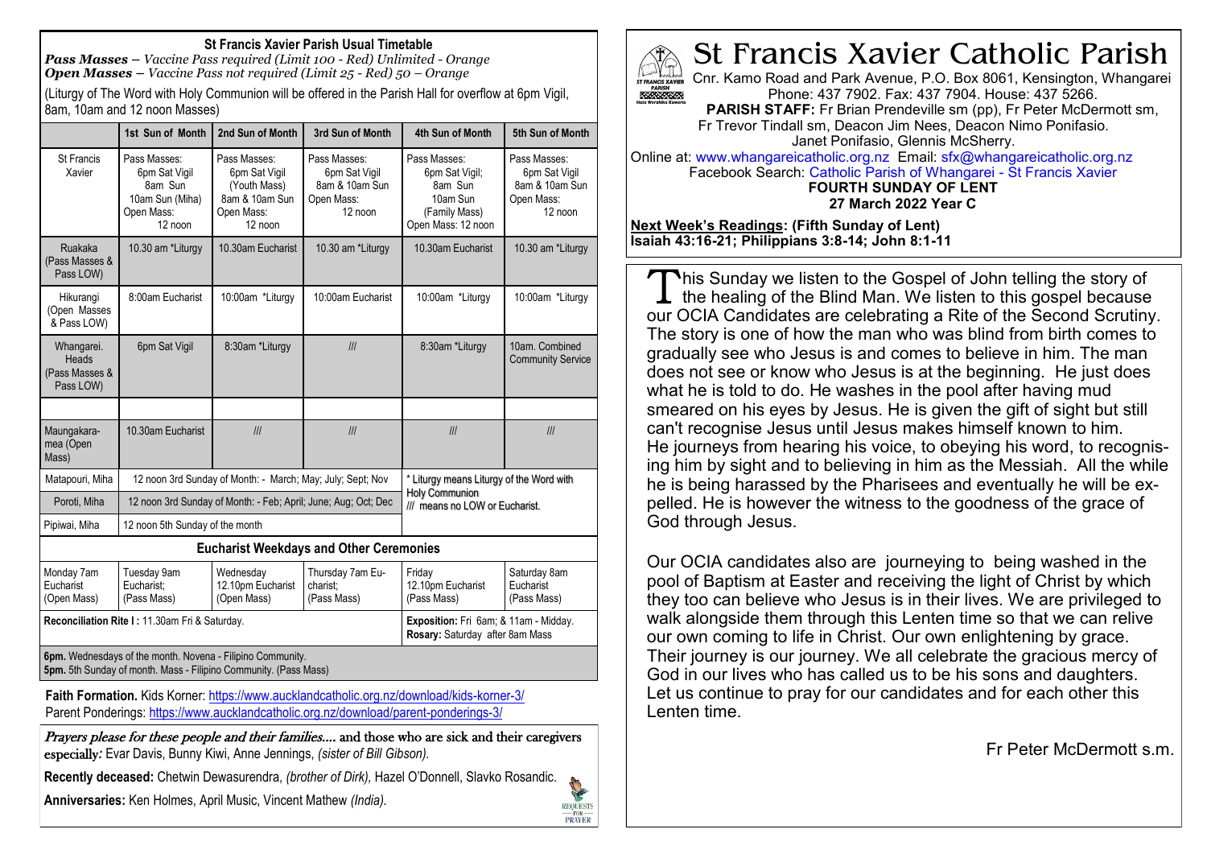# St Francis Xavier Catholic Parish

Cnr. Kamo Road and Park Avenue, P.O. Box 8061, Kensington, Whangarei
Phone: 437 7902. Fax: 437 7904. House: 437 5266.
**PARISH STAFF:** Fr Brian Prendeville sm (pp), Fr Peter McDermott sm, Fr Trevor Tindall sm, Deacon Jim Nees, Deacon Nimo Ponifasio. Janet Ponifasio, Glennis McSherry.
Online at: www.whangareicatholic.org.nz Email: sfx@whangareicatholic.org.nz
Facebook Search: Catholic Parish of Whangarei - St Francis Xavier

**FOURTH SUNDAY OF LENT**
**27 March 2022 Year C**

**Next Week's Readings: (Fifth Sunday of Lent)**
**Isaiah 43:16-21; Philippians 3:8-14; John 8:1-11**

This Sunday we listen to the Gospel of John telling the story of the healing of the Blind Man. We listen to this gospel because our OCIA Candidates are celebrating a Rite of the Second Scrutiny. The story is one of how the man who was blind from birth comes to gradually see who Jesus is and comes to believe in him. The man does not see or know who Jesus is at the beginning. He just does what he is told to do. He washes in the pool after having mud smeared on his eyes by Jesus. He is given the gift of sight but still can't recognise Jesus until Jesus makes himself known to him. He journeys from hearing his voice, to obeying his word, to recognising him by sight and to believing in him as the Messiah. All the while he is being harassed by the Pharisees and eventually he will be expelled. He is however the witness to the goodness of the grace of God through Jesus.

Our OCIA candidates also are journeying to being washed in the pool of Baptism at Easter and receiving the light of Christ by which they too can believe who Jesus is in their lives. We are privileged to walk alongside them through this Lenten time so that we can relive our own coming to life in Christ. Our own enlightening by grace. Their journey is our journey. We all celebrate the gracious mercy of God in our lives who has called us to be his sons and daughters. Let us continue to pray for our candidates and for each other this Lenten time.

Fr Peter McDermott s.m.

## St Francis Xavier Parish Usual Timetable

***Pass Masses** – Vaccine Pass required (Limit 100 - Red) Unlimited - Orange*
***Open Masses** – Vaccine Pass not required (Limit 25 - Red) 50 – Orange*

(Liturgy of The Word with Holy Communion will be offered in the Parish Hall for overflow at 6pm Vigil, 8am, 10am and 12 noon Masses)

| | 1st Sun of Month | 2nd Sun of Month | 3rd Sun of Month | 4th Sun of Month | 5th Sun of Month |
|---|---|---|---|---|---|
| St Francis Xavier | Pass Masses: 6pm Sat Vigil 8am Sun 10am Sun (Miha) Open Mass: 12 noon | Pass Masses: 6pm Sat Vigil (Youth Mass) 8am & 10am Sun Open Mass: 12 noon | Pass Masses: 6pm Sat Vigil 8am & 10am Sun Open Mass: 12 noon | Pass Masses: 6pm Sat Vigil; 8am Sun 10am Sun (Family Mass) Open Mass: 12 noon | Pass Masses: 6pm Sat Vigil 8am & 10am Sun Open Mass: 12 noon |
| Ruakaka (Pass Masses & Pass LOW) | 10.30 am *Liturgy | 10.30am Eucharist | 10.30 am *Liturgy | 10.30am Eucharist | 10.30 am *Liturgy |
| Hikurangi (Open Masses & Pass LOW) | 8:00am Eucharist | 10:00am *Liturgy | 10:00am Eucharist | 10:00am *Liturgy | 10:00am *Liturgy |
| Whangarei. Heads (Pass Masses & Pass LOW) | 6pm Sat Vigil | 8:30am *Liturgy | /// | 8:30am *Liturgy | 10am. Combined Community Service |
| | | | | | |
| Maungakaramea (Open Mass) | 10.30am Eucharist | /// | /// | /// | /// |
| Matapouri, Miha | 12 noon 3rd Sunday of Month: - March; May; July; Sept; Nov | | | * Liturgy means Liturgy of the Word with Holy Communion /// means no LOW or Eucharist. | |
| Poroti, Miha | 12 noon 3rd Sunday of Month: - Feb; April; June; Aug; Oct; Dec | | | | |
| Pipiwai, Miha | 12 noon 5th Sunday of the month | | | | |

### Eucharist Weekdays and Other Ceremonies

| Monday | Tuesday | Wednesday | Thursday | Friday | Saturday |
|---|---|---|---|---|---|
| Monday 7am Eucharist (Open Mass) | Tuesday 9am Eucharist; (Pass Mass) | Wednesday 12.10pm Eucharist (Open Mass) | Thursday 7am Eucharist; (Pass Mass) | Friday 12.10pm Eucharist (Pass Mass) | Saturday 8am Eucharist (Pass Mass) |

**Reconciliation Rite I :** 11.30am Fri & Saturday.

**Exposition:** Fri 6am; & 11am - Midday.
**Rosary:** Saturday after 8am Mass

**6pm.** Wednesdays of the month. Novena - Filipino Community.
**5pm.** 5th Sunday of month. Mass - Filipino Community. (Pass Mass)

**Faith Formation.** Kids Korner: https://www.aucklandcatholic.org.nz/download/kids-korner-3/
Parent Ponderings: https://www.aucklandcatholic.org.nz/download/parent-ponderings-3/

*Prayers please for these people and their families….* and those who are sick and their caregivers *especially:* Evar Davis, Bunny Kiwi, Anne Jennings, *(sister of Bill Gibson).*

**Recently deceased:** Chetwin Dewasurendra, *(brother of Dirk),* Hazel O'Donnell, Slavko Rosandic.

**Anniversaries:** Ken Holmes, April Music, Vincent Mathew *(India).*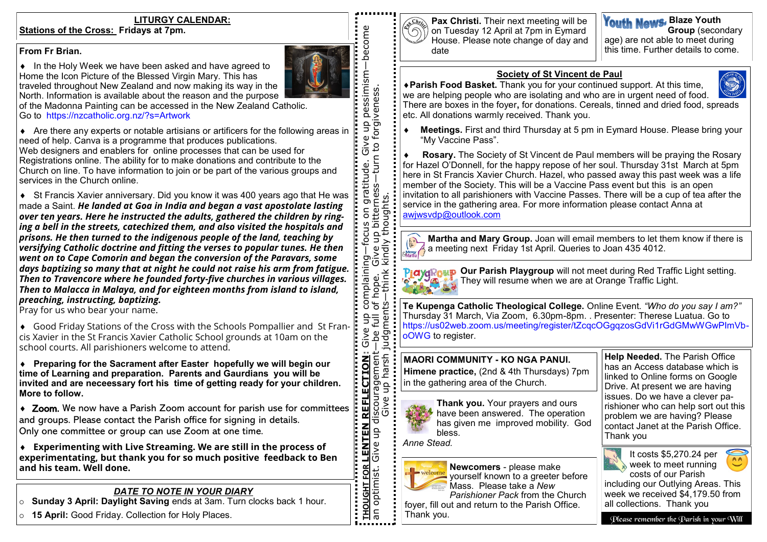**LITURGY CALENDAR:**

**Stations of the Cross: Fridays at 7pm.**

**From Fr Brian.**

- In the Holy Week we have been asked and have agreed to Home the Icon Picture of the Blessed Virgin Mary. This has traveled throughout New Zealand and now making its way in the North. Information is available about the reason and the purpose of the Madonna Painting can be accessed in the New Zealand Catholic. Go to https://nzcatholic.org.nz/?s=Artwork

- Are there any experts or notable artisians or artificers for the following areas in need of help. Canva is a programme that produces publications. Web designers and enablers for online processes that can be used for Registrations online. The ability for to make donations and contribute to the Church on line. To have information to join or be part of the various groups and services in the Church online.

- St Francis Xavier anniversary. Did you know it was 400 years ago that He was made a Saint. ***He landed at Goa in India and began a vast apostolate lasting over ten years. Here he instructed the adults, gathered the children by ringing a bell in the streets, catechized them, and also visited the hospitals and prisons. He then turned to the indigenous people of the land, teaching by versifying Catholic doctrine and fitting the verses to popular tunes. He then went on to Cape Comorin and began the conversion of the Paravars, some days baptizing so many that at night he could not raise his arm from fatigue. Then to Travencore where he founded forty-five churches in various villages. Then to Malacca in Malaya, and for eighteen months from island to island, preaching, instructing, baptizing.***
Pray for us who bear your name.

- Good Friday Stations of the Cross with the Schools Pompallier and St Francis Xavier in the St Francis Xavier Catholic School grounds at 10am on the school courts. All parishioners welcome to attend.

- **Preparing for the Sacrament after Easter hopefully we will begin our time of Learning and preparation. Parents and Gaurdians you will be invited and are neceessary fort his time of getting ready for your children. More to follow.**

- **Zoom.** We now have a Parish Zoom account for parish use for committees and groups. Please contact the Parish office for signing in details. Only one committee or group can use Zoom at one time.

- **Experimenting with Live Streaming. We are still in the process of experimentating, but thank you for so much positive feedback to Ben and his team. Well done.**

***DATE TO NOTE IN YOUR DIARY***

- **Sunday 3 April: Daylight Saving** ends at 3am. Turn clocks back 1 hour.
- **15 April:** Good Friday. Collection for Holy Places.

**THOUGHT FOR LENTEN REFLECTION:** Give up complaining—focus on gratitude. Give up pessimism—become an optimist. Give up discouragement—be full of hope. Give up bitterness—turn to forgiveness. Give up harsh judgments—think kindly thoughts.

**Pax Christi.** Their next meeting will be on Tuesday 12 April at 7pm in Eymard House. Please note change of day and date

**Youth News: Blaze Youth Group** (secondary age) are not able to meet during this time. Further details to come.

**Society of St Vincent de Paul**

- **Parish Food Basket.** Thank you for your continued support. At this time, we are helping people who are isolating and who are in urgent need of food. There are boxes in the foyer, for donations. Cereals, tinned and dried food, spreads etc. All donations warmly received. Thank you.

- **Meetings.** First and third Thursday at 5 pm in Eymard House. Please bring your "My Vaccine Pass".

- **Rosary.** The Society of St Vincent de Paul members will be praying the Rosary for Hazel O'Donnell, for the happy repose of her soul. Thursday 31st March at 5pm here in St Francis Xavier Church. Hazel, who passed away this past week was a life member of the Society. This will be a Vaccine Pass event but this is an open invitation to all parishioners with Vaccine Passes. There will be a cup of tea after the service in the gathering area. For more information please contact Anna at awjwsvdp@outlook.com

**Martha and Mary Group.** Joan will email members to let them know if there is a meeting next Friday 1st April. Queries to Joan 435 4012.

**Our Parish Playgroup** will not meet during Red Traffic Light setting. They will resume when we are at Orange Traffic Light.

**Te Kupenga Catholic Theological College.** Online Event. *"Who do you say I am?"* Thursday 31 March, Via Zoom, 6.30pm-8pm. . Presenter: Therese Luatua. Go to https://us02web.zoom.us/meeting/register/tZcqcOGgqzosGdVi1rGdGMwWGwPImVb-oOWG to register.

**MAORI COMMUNITY - KO NGA PANUI.**
**Himene practice,** (2nd & 4th Thursdays) 7pm in the gathering area of the Church.

**Thank you.** Your prayers and ours have been answered. The operation has given me improved mobility. God bless.
*Anne Stead.*

**Newcomers** - please make yourself known to a greeter before Mass. Please take a *New Parishioner Pack* from the Church foyer, fill out and return to the Parish Office. Thank you.

**Help Needed.** The Parish Office has an Access database which is linked to Online forms on Google Drive. At present we are having issues. Do we have a clever parishioner who can help sort out this problem we are having? Please contact Janet at the Parish Office. Thank you

It costs $5,270.24 per week to meet running costs of our Parish including our Outlying Areas. This week we received $4,179.50 from all collections. Thank you

Please remember the Parish in your Will